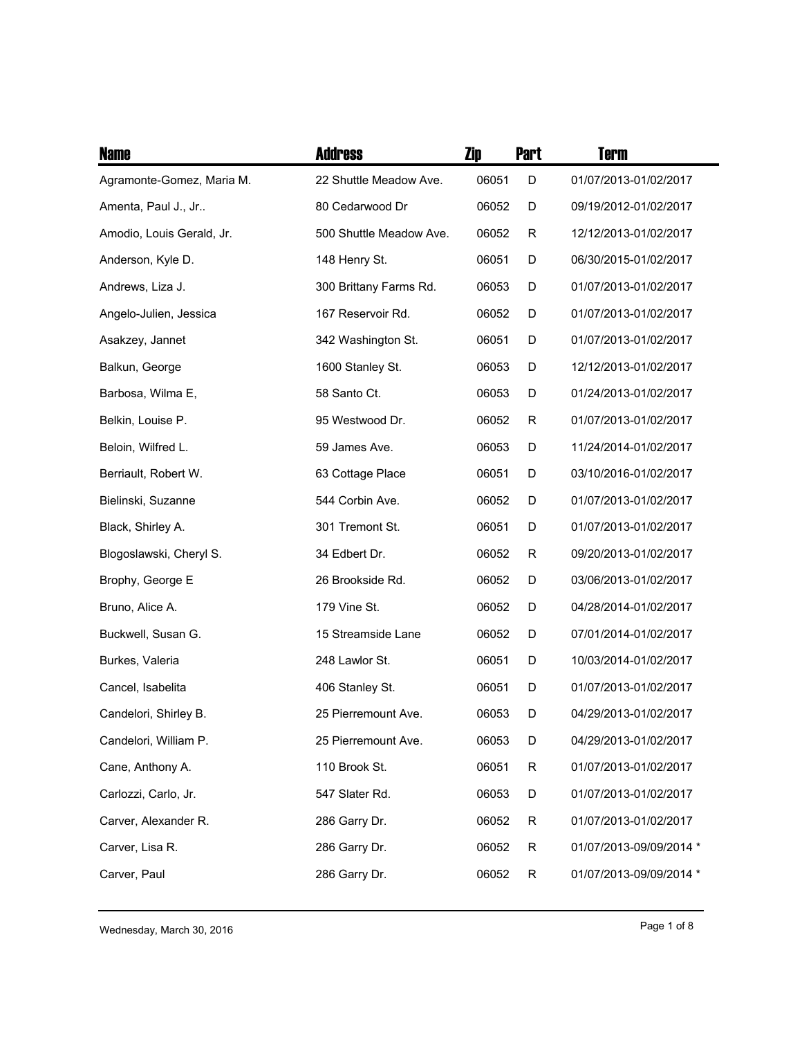| Name | Address | Zip | Part | Term |
| --- | --- | --- | --- | --- |
| Agramonte-Gomez, Maria M. | 22 Shuttle Meadow Ave. | 06051 | D | 01/07/2013-01/02/2017 |
| Amenta, Paul J., Jr.. | 80 Cedarwood Dr | 06052 | D | 09/19/2012-01/02/2017 |
| Amodio, Louis Gerald, Jr. | 500 Shuttle Meadow Ave. | 06052 | R | 12/12/2013-01/02/2017 |
| Anderson, Kyle D. | 148 Henry St. | 06051 | D | 06/30/2015-01/02/2017 |
| Andrews, Liza J. | 300 Brittany Farms Rd. | 06053 | D | 01/07/2013-01/02/2017 |
| Angelo-Julien, Jessica | 167 Reservoir Rd. | 06052 | D | 01/07/2013-01/02/2017 |
| Asakzey, Jannet | 342 Washington St. | 06051 | D | 01/07/2013-01/02/2017 |
| Balkun, George | 1600 Stanley St. | 06053 | D | 12/12/2013-01/02/2017 |
| Barbosa, Wilma E, | 58 Santo Ct. | 06053 | D | 01/24/2013-01/02/2017 |
| Belkin, Louise P. | 95 Westwood Dr. | 06052 | R | 01/07/2013-01/02/2017 |
| Beloin, Wilfred L. | 59 James Ave. | 06053 | D | 11/24/2014-01/02/2017 |
| Berriault, Robert W. | 63 Cottage Place | 06051 | D | 03/10/2016-01/02/2017 |
| Bielinski, Suzanne | 544 Corbin Ave. | 06052 | D | 01/07/2013-01/02/2017 |
| Black, Shirley A. | 301 Tremont St. | 06051 | D | 01/07/2013-01/02/2017 |
| Blogoslawski, Cheryl S. | 34 Edbert Dr. | 06052 | R | 09/20/2013-01/02/2017 |
| Brophy, George E | 26 Brookside Rd. | 06052 | D | 03/06/2013-01/02/2017 |
| Bruno, Alice A. | 179 Vine St. | 06052 | D | 04/28/2014-01/02/2017 |
| Buckwell, Susan G. | 15 Streamside Lane | 06052 | D | 07/01/2014-01/02/2017 |
| Burkes, Valeria | 248 Lawlor St. | 06051 | D | 10/03/2014-01/02/2017 |
| Cancel, Isabelita | 406 Stanley St. | 06051 | D | 01/07/2013-01/02/2017 |
| Candelori, Shirley B. | 25 Pierremount Ave. | 06053 | D | 04/29/2013-01/02/2017 |
| Candelori, William P. | 25 Pierremount Ave. | 06053 | D | 04/29/2013-01/02/2017 |
| Cane, Anthony A. | 110 Brook St. | 06051 | R | 01/07/2013-01/02/2017 |
| Carlozzi, Carlo, Jr. | 547 Slater Rd. | 06053 | D | 01/07/2013-01/02/2017 |
| Carver, Alexander R. | 286 Garry Dr. | 06052 | R | 01/07/2013-01/02/2017 |
| Carver, Lisa R. | 286 Garry Dr. | 06052 | R | 01/07/2013-09/09/2014 * |
| Carver, Paul | 286 Garry Dr. | 06052 | R | 01/07/2013-09/09/2014 * |

Wednesday, March 30, 2016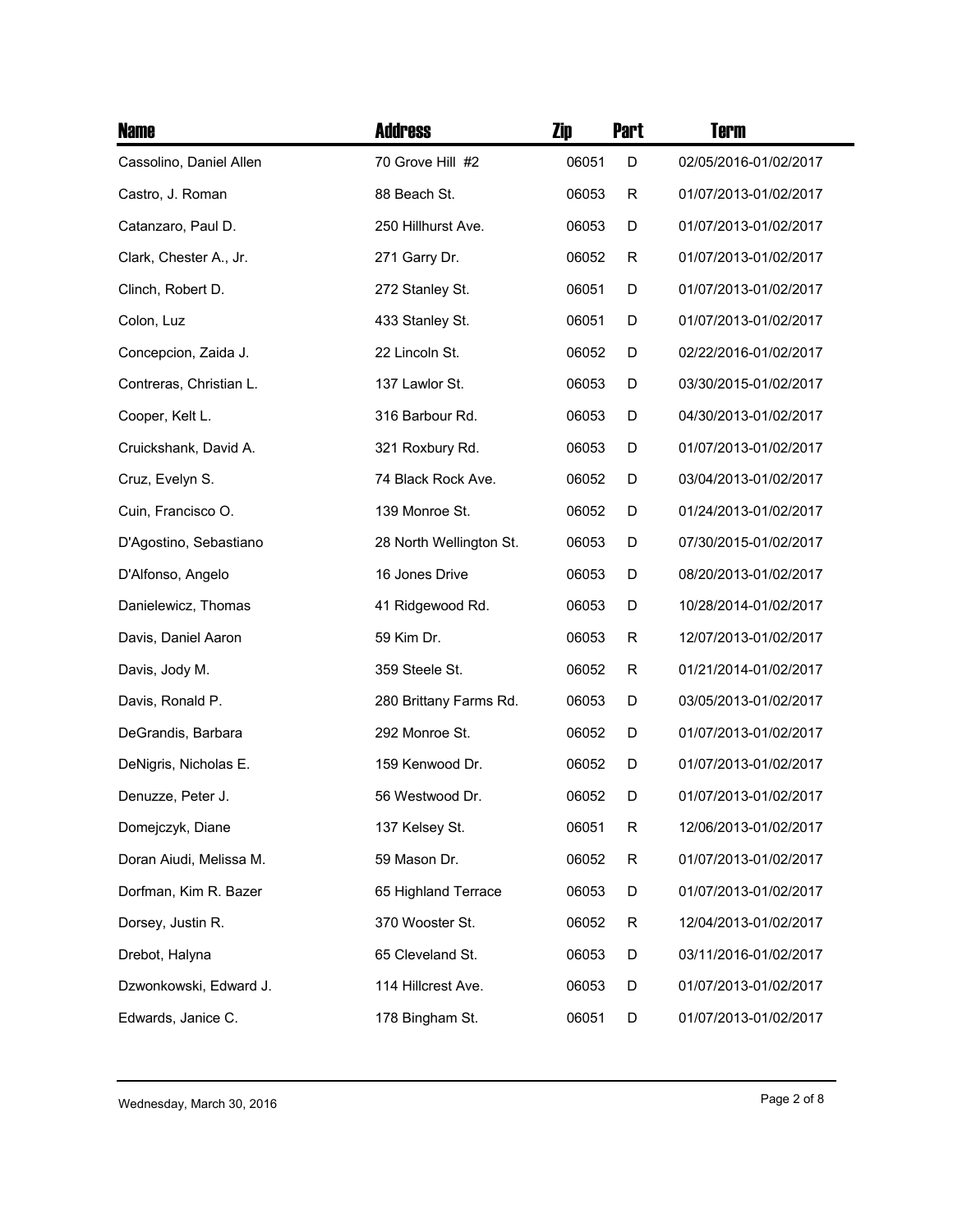| Name | Address | Zip | Part | Term |
| --- | --- | --- | --- | --- |
| Cassolino, Daniel Allen | 70 Grove Hill #2 | 06051 | D | 02/05/2016-01/02/2017 |
| Castro, J. Roman | 88 Beach St. | 06053 | R | 01/07/2013-01/02/2017 |
| Catanzaro, Paul D. | 250 Hillhurst Ave. | 06053 | D | 01/07/2013-01/02/2017 |
| Clark, Chester A., Jr. | 271 Garry Dr. | 06052 | R | 01/07/2013-01/02/2017 |
| Clinch, Robert D. | 272 Stanley St. | 06051 | D | 01/07/2013-01/02/2017 |
| Colon, Luz | 433 Stanley St. | 06051 | D | 01/07/2013-01/02/2017 |
| Concepcion, Zaida J. | 22 Lincoln St. | 06052 | D | 02/22/2016-01/02/2017 |
| Contreras, Christian L. | 137 Lawlor St. | 06053 | D | 03/30/2015-01/02/2017 |
| Cooper, Kelt L. | 316 Barbour Rd. | 06053 | D | 04/30/2013-01/02/2017 |
| Cruickshank, David A. | 321 Roxbury Rd. | 06053 | D | 01/07/2013-01/02/2017 |
| Cruz, Evelyn S. | 74 Black Rock Ave. | 06052 | D | 03/04/2013-01/02/2017 |
| Cuin, Francisco O. | 139 Monroe St. | 06052 | D | 01/24/2013-01/02/2017 |
| D'Agostino, Sebastiano | 28 North Wellington St. | 06053 | D | 07/30/2015-01/02/2017 |
| D'Alfonso, Angelo | 16 Jones Drive | 06053 | D | 08/20/2013-01/02/2017 |
| Danielewicz, Thomas | 41 Ridgewood Rd. | 06053 | D | 10/28/2014-01/02/2017 |
| Davis, Daniel Aaron | 59 Kim Dr. | 06053 | R | 12/07/2013-01/02/2017 |
| Davis, Jody M. | 359 Steele St. | 06052 | R | 01/21/2014-01/02/2017 |
| Davis, Ronald P. | 280 Brittany Farms Rd. | 06053 | D | 03/05/2013-01/02/2017 |
| DeGrandis, Barbara | 292 Monroe St. | 06052 | D | 01/07/2013-01/02/2017 |
| DeNigris, Nicholas E. | 159 Kenwood Dr. | 06052 | D | 01/07/2013-01/02/2017 |
| Denuzze, Peter J. | 56 Westwood Dr. | 06052 | D | 01/07/2013-01/02/2017 |
| Domejczyk, Diane | 137 Kelsey St. | 06051 | R | 12/06/2013-01/02/2017 |
| Doran Aiudi, Melissa M. | 59 Mason Dr. | 06052 | R | 01/07/2013-01/02/2017 |
| Dorfman, Kim R. Bazer | 65 Highland Terrace | 06053 | D | 01/07/2013-01/02/2017 |
| Dorsey, Justin R. | 370 Wooster St. | 06052 | R | 12/04/2013-01/02/2017 |
| Drebot, Halyna | 65 Cleveland St. | 06053 | D | 03/11/2016-01/02/2017 |
| Dzwonkowski, Edward J. | 114 Hillcrest Ave. | 06053 | D | 01/07/2013-01/02/2017 |
| Edwards, Janice C. | 178 Bingham St. | 06051 | D | 01/07/2013-01/02/2017 |

Wednesday, March 30, 2016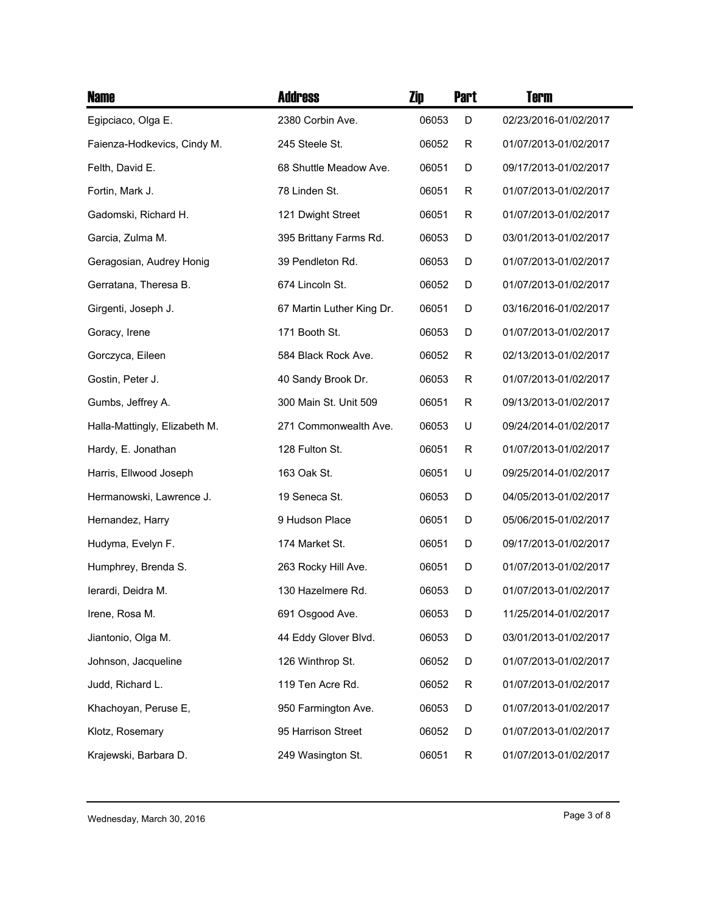| Name | Address | Zip | Part | Term |
| --- | --- | --- | --- | --- |
| Egipciaco, Olga E. | 2380 Corbin Ave. | 06053 | D | 02/23/2016-01/02/2017 |
| Faienza-Hodkevics, Cindy M. | 245 Steele St. | 06052 | R | 01/07/2013-01/02/2017 |
| Felth, David E. | 68 Shuttle Meadow Ave. | 06051 | D | 09/17/2013-01/02/2017 |
| Fortin, Mark J. | 78 Linden St. | 06051 | R | 01/07/2013-01/02/2017 |
| Gadomski, Richard H. | 121 Dwight Street | 06051 | R | 01/07/2013-01/02/2017 |
| Garcia, Zulma M. | 395 Brittany Farms Rd. | 06053 | D | 03/01/2013-01/02/2017 |
| Geragosian, Audrey Honig | 39 Pendleton Rd. | 06053 | D | 01/07/2013-01/02/2017 |
| Gerratana, Theresa B. | 674 Lincoln St. | 06052 | D | 01/07/2013-01/02/2017 |
| Girgenti, Joseph J. | 67 Martin Luther King Dr. | 06051 | D | 03/16/2016-01/02/2017 |
| Goracy, Irene | 171 Booth St. | 06053 | D | 01/07/2013-01/02/2017 |
| Gorczyca, Eileen | 584 Black Rock Ave. | 06052 | R | 02/13/2013-01/02/2017 |
| Gostin, Peter J. | 40 Sandy Brook Dr. | 06053 | R | 01/07/2013-01/02/2017 |
| Gumbs, Jeffrey A. | 300 Main St. Unit 509 | 06051 | R | 09/13/2013-01/02/2017 |
| Halla-Mattingly, Elizabeth M. | 271 Commonwealth Ave. | 06053 | U | 09/24/2014-01/02/2017 |
| Hardy, E. Jonathan | 128 Fulton St. | 06051 | R | 01/07/2013-01/02/2017 |
| Harris, Ellwood Joseph | 163 Oak St. | 06051 | U | 09/25/2014-01/02/2017 |
| Hermanowski, Lawrence J. | 19 Seneca St. | 06053 | D | 04/05/2013-01/02/2017 |
| Hernandez, Harry | 9 Hudson Place | 06051 | D | 05/06/2015-01/02/2017 |
| Hudyma, Evelyn F. | 174 Market St. | 06051 | D | 09/17/2013-01/02/2017 |
| Humphrey, Brenda S. | 263 Rocky Hill Ave. | 06051 | D | 01/07/2013-01/02/2017 |
| Ierardi, Deidra M. | 130 Hazelmere Rd. | 06053 | D | 01/07/2013-01/02/2017 |
| Irene, Rosa M. | 691 Osgood Ave. | 06053 | D | 11/25/2014-01/02/2017 |
| Jiantonio, Olga M. | 44 Eddy Glover Blvd. | 06053 | D | 03/01/2013-01/02/2017 |
| Johnson, Jacqueline | 126 Winthrop St. | 06052 | D | 01/07/2013-01/02/2017 |
| Judd, Richard L. | 119 Ten Acre Rd. | 06052 | R | 01/07/2013-01/02/2017 |
| Khachoyan, Peruse E, | 950 Farmington Ave. | 06053 | D | 01/07/2013-01/02/2017 |
| Klotz, Rosemary | 95 Harrison Street | 06052 | D | 01/07/2013-01/02/2017 |
| Krajewski, Barbara D. | 249 Wasington St. | 06051 | R | 01/07/2013-01/02/2017 |

Wednesday, March 30, 2016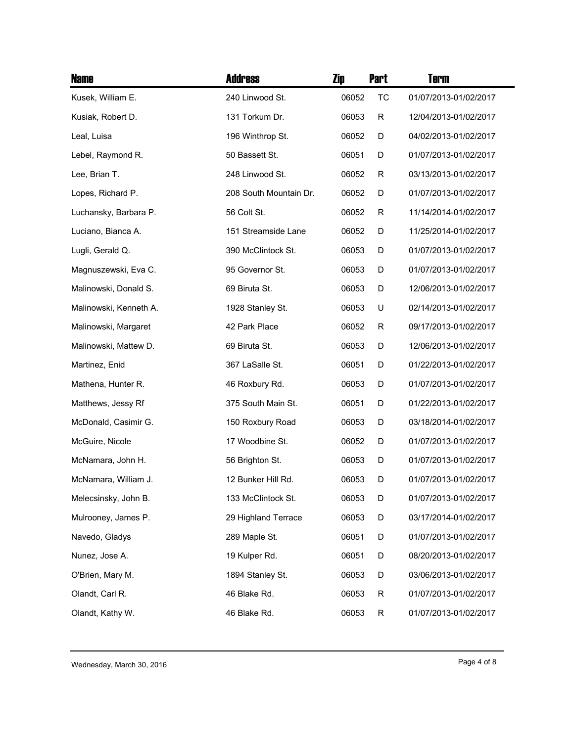| Name | Address | Zip | Part | Term |
|---|---|---|---|---|
| Kusek, William E. | 240 Linwood St. | 06052 | TC | 01/07/2013-01/02/2017 |
| Kusiak, Robert D. | 131 Torkum Dr. | 06053 | R | 12/04/2013-01/02/2017 |
| Leal, Luisa | 196 Winthrop St. | 06052 | D | 04/02/2013-01/02/2017 |
| Lebel, Raymond R. | 50 Bassett St. | 06051 | D | 01/07/2013-01/02/2017 |
| Lee, Brian T. | 248 Linwood St. | 06052 | R | 03/13/2013-01/02/2017 |
| Lopes, Richard P. | 208 South Mountain Dr. | 06052 | D | 01/07/2013-01/02/2017 |
| Luchansky, Barbara P. | 56 Colt St. | 06052 | R | 11/14/2014-01/02/2017 |
| Luciano, Bianca A. | 151 Streamside Lane | 06052 | D | 11/25/2014-01/02/2017 |
| Lugli, Gerald Q. | 390 McClintock St. | 06053 | D | 01/07/2013-01/02/2017 |
| Magnuszewski, Eva C. | 95 Governor St. | 06053 | D | 01/07/2013-01/02/2017 |
| Malinowski, Donald S. | 69 Biruta St. | 06053 | D | 12/06/2013-01/02/2017 |
| Malinowski, Kenneth A. | 1928 Stanley St. | 06053 | U | 02/14/2013-01/02/2017 |
| Malinowski, Margaret | 42 Park Place | 06052 | R | 09/17/2013-01/02/2017 |
| Malinowski, Mattew D. | 69 Biruta St. | 06053 | D | 12/06/2013-01/02/2017 |
| Martinez, Enid | 367 LaSalle St. | 06051 | D | 01/22/2013-01/02/2017 |
| Mathena, Hunter R. | 46 Roxbury Rd. | 06053 | D | 01/07/2013-01/02/2017 |
| Matthews, Jessy Rf | 375 South Main St. | 06051 | D | 01/22/2013-01/02/2017 |
| McDonald, Casimir G. | 150 Roxbury Road | 06053 | D | 03/18/2014-01/02/2017 |
| McGuire, Nicole | 17 Woodbine St. | 06052 | D | 01/07/2013-01/02/2017 |
| McNamara, John H. | 56 Brighton St. | 06053 | D | 01/07/2013-01/02/2017 |
| McNamara, William J. | 12 Bunker Hill Rd. | 06053 | D | 01/07/2013-01/02/2017 |
| Melecsinsky, John B. | 133 McClintock St. | 06053 | D | 01/07/2013-01/02/2017 |
| Mulrooney, James P. | 29 Highland Terrace | 06053 | D | 03/17/2014-01/02/2017 |
| Navedo, Gladys | 289 Maple St. | 06051 | D | 01/07/2013-01/02/2017 |
| Nunez, Jose A. | 19 Kulper Rd. | 06051 | D | 08/20/2013-01/02/2017 |
| O'Brien, Mary M. | 1894 Stanley St. | 06053 | D | 03/06/2013-01/02/2017 |
| Olandt, Carl R. | 46 Blake Rd. | 06053 | R | 01/07/2013-01/02/2017 |
| Olandt, Kathy W. | 46 Blake Rd. | 06053 | R | 01/07/2013-01/02/2017 |

Wednesday, March 30, 2016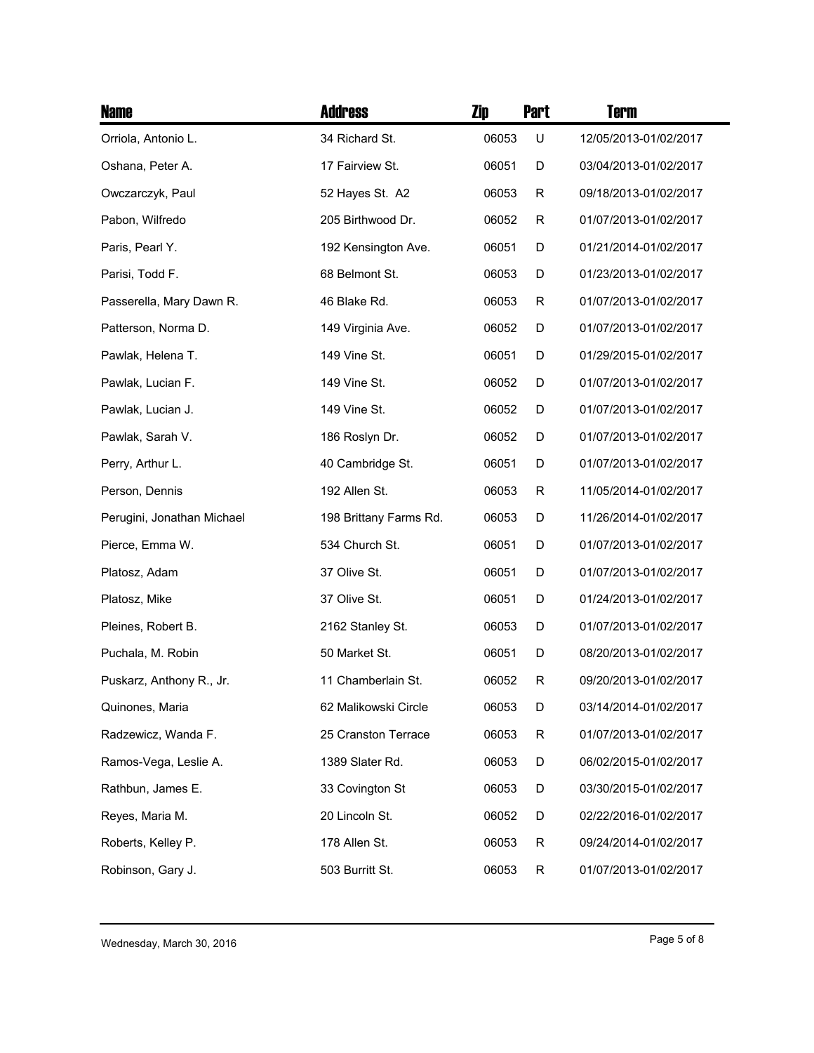| Name | Address | Zip | Part | Term |
|---|---|---|---|---|
| Orriola, Antonio L. | 34 Richard St. | 06053 | U | 12/05/2013-01/02/2017 |
| Oshana, Peter A. | 17 Fairview St. | 06051 | D | 03/04/2013-01/02/2017 |
| Owczarczyk, Paul | 52 Hayes St. A2 | 06053 | R | 09/18/2013-01/02/2017 |
| Pabon, Wilfredo | 205 Birthwood Dr. | 06052 | R | 01/07/2013-01/02/2017 |
| Paris, Pearl Y. | 192 Kensington Ave. | 06051 | D | 01/21/2014-01/02/2017 |
| Parisi, Todd F. | 68 Belmont St. | 06053 | D | 01/23/2013-01/02/2017 |
| Passerella, Mary Dawn R. | 46 Blake Rd. | 06053 | R | 01/07/2013-01/02/2017 |
| Patterson, Norma D. | 149 Virginia Ave. | 06052 | D | 01/07/2013-01/02/2017 |
| Pawlak, Helena T. | 149 Vine St. | 06051 | D | 01/29/2015-01/02/2017 |
| Pawlak, Lucian F. | 149 Vine St. | 06052 | D | 01/07/2013-01/02/2017 |
| Pawlak, Lucian J. | 149 Vine St. | 06052 | D | 01/07/2013-01/02/2017 |
| Pawlak, Sarah V. | 186 Roslyn Dr. | 06052 | D | 01/07/2013-01/02/2017 |
| Perry, Arthur L. | 40 Cambridge St. | 06051 | D | 01/07/2013-01/02/2017 |
| Person, Dennis | 192 Allen St. | 06053 | R | 11/05/2014-01/02/2017 |
| Perugini, Jonathan Michael | 198 Brittany Farms Rd. | 06053 | D | 11/26/2014-01/02/2017 |
| Pierce, Emma W. | 534 Church St. | 06051 | D | 01/07/2013-01/02/2017 |
| Platosz, Adam | 37 Olive St. | 06051 | D | 01/07/2013-01/02/2017 |
| Platosz, Mike | 37 Olive St. | 06051 | D | 01/24/2013-01/02/2017 |
| Pleines, Robert B. | 2162 Stanley St. | 06053 | D | 01/07/2013-01/02/2017 |
| Puchala, M. Robin | 50 Market St. | 06051 | D | 08/20/2013-01/02/2017 |
| Puskarz, Anthony R., Jr. | 11 Chamberlain St. | 06052 | R | 09/20/2013-01/02/2017 |
| Quinones, Maria | 62 Malikowski Circle | 06053 | D | 03/14/2014-01/02/2017 |
| Radzewicz, Wanda F. | 25 Cranston Terrace | 06053 | R | 01/07/2013-01/02/2017 |
| Ramos-Vega, Leslie A. | 1389 Slater Rd. | 06053 | D | 06/02/2015-01/02/2017 |
| Rathbun, James E. | 33 Covington St | 06053 | D | 03/30/2015-01/02/2017 |
| Reyes, Maria M. | 20 Lincoln St. | 06052 | D | 02/22/2016-01/02/2017 |
| Roberts, Kelley P. | 178 Allen St. | 06053 | R | 09/24/2014-01/02/2017 |
| Robinson, Gary J. | 503 Burritt St. | 06053 | R | 01/07/2013-01/02/2017 |

Wednesday, March 30, 2016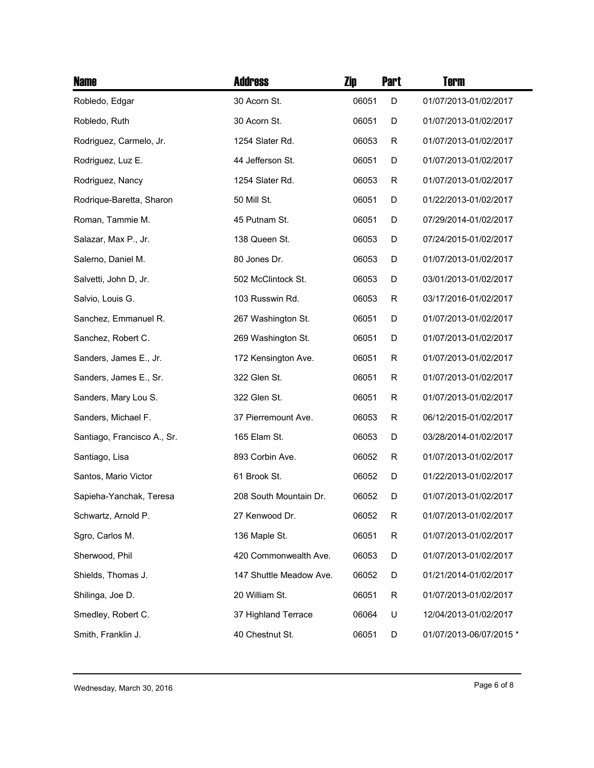| Name | Address | Zip | Part | Term |
|---|---|---|---|---|
| Robledo, Edgar | 30 Acorn St. | 06051 | D | 01/07/2013-01/02/2017 |
| Robledo, Ruth | 30 Acorn St. | 06051 | D | 01/07/2013-01/02/2017 |
| Rodriguez, Carmelo, Jr. | 1254 Slater Rd. | 06053 | R | 01/07/2013-01/02/2017 |
| Rodriguez, Luz E. | 44 Jefferson St. | 06051 | D | 01/07/2013-01/02/2017 |
| Rodriguez, Nancy | 1254 Slater Rd. | 06053 | R | 01/07/2013-01/02/2017 |
| Rodrique-Baretta, Sharon | 50 Mill St. | 06051 | D | 01/22/2013-01/02/2017 |
| Roman, Tammie M. | 45 Putnam St. | 06051 | D | 07/29/2014-01/02/2017 |
| Salazar, Max P., Jr. | 138 Queen St. | 06053 | D | 07/24/2015-01/02/2017 |
| Salerno, Daniel M. | 80 Jones Dr. | 06053 | D | 01/07/2013-01/02/2017 |
| Salvetti, John D, Jr. | 502 McClintock St. | 06053 | D | 03/01/2013-01/02/2017 |
| Salvio, Louis G. | 103 Russwin Rd. | 06053 | R | 03/17/2016-01/02/2017 |
| Sanchez, Emmanuel R. | 267 Washington St. | 06051 | D | 01/07/2013-01/02/2017 |
| Sanchez, Robert C. | 269 Washington St. | 06051 | D | 01/07/2013-01/02/2017 |
| Sanders, James E., Jr. | 172 Kensington Ave. | 06051 | R | 01/07/2013-01/02/2017 |
| Sanders, James E., Sr. | 322 Glen St. | 06051 | R | 01/07/2013-01/02/2017 |
| Sanders, Mary Lou S. | 322 Glen St. | 06051 | R | 01/07/2013-01/02/2017 |
| Sanders, Michael F. | 37 Pierremount Ave. | 06053 | R | 06/12/2015-01/02/2017 |
| Santiago, Francisco A., Sr. | 165 Elam St. | 06053 | D | 03/28/2014-01/02/2017 |
| Santiago, Lisa | 893 Corbin Ave. | 06052 | R | 01/07/2013-01/02/2017 |
| Santos, Mario Victor | 61 Brook St. | 06052 | D | 01/22/2013-01/02/2017 |
| Sapieha-Yanchak, Teresa | 208 South Mountain Dr. | 06052 | D | 01/07/2013-01/02/2017 |
| Schwartz, Arnold P. | 27 Kenwood Dr. | 06052 | R | 01/07/2013-01/02/2017 |
| Sgro, Carlos M. | 136 Maple St. | 06051 | R | 01/07/2013-01/02/2017 |
| Sherwood, Phil | 420 Commonwealth Ave. | 06053 | D | 01/07/2013-01/02/2017 |
| Shields, Thomas J. | 147 Shuttle Meadow Ave. | 06052 | D | 01/21/2014-01/02/2017 |
| Shilinga, Joe D. | 20 William St. | 06051 | R | 01/07/2013-01/02/2017 |
| Smedley, Robert C. | 37 Highland Terrace | 06064 | U | 12/04/2013-01/02/2017 |
| Smith, Franklin J. | 40 Chestnut St. | 06051 | D | 01/07/2013-06/07/2015 * |

Wednesday, March 30, 2016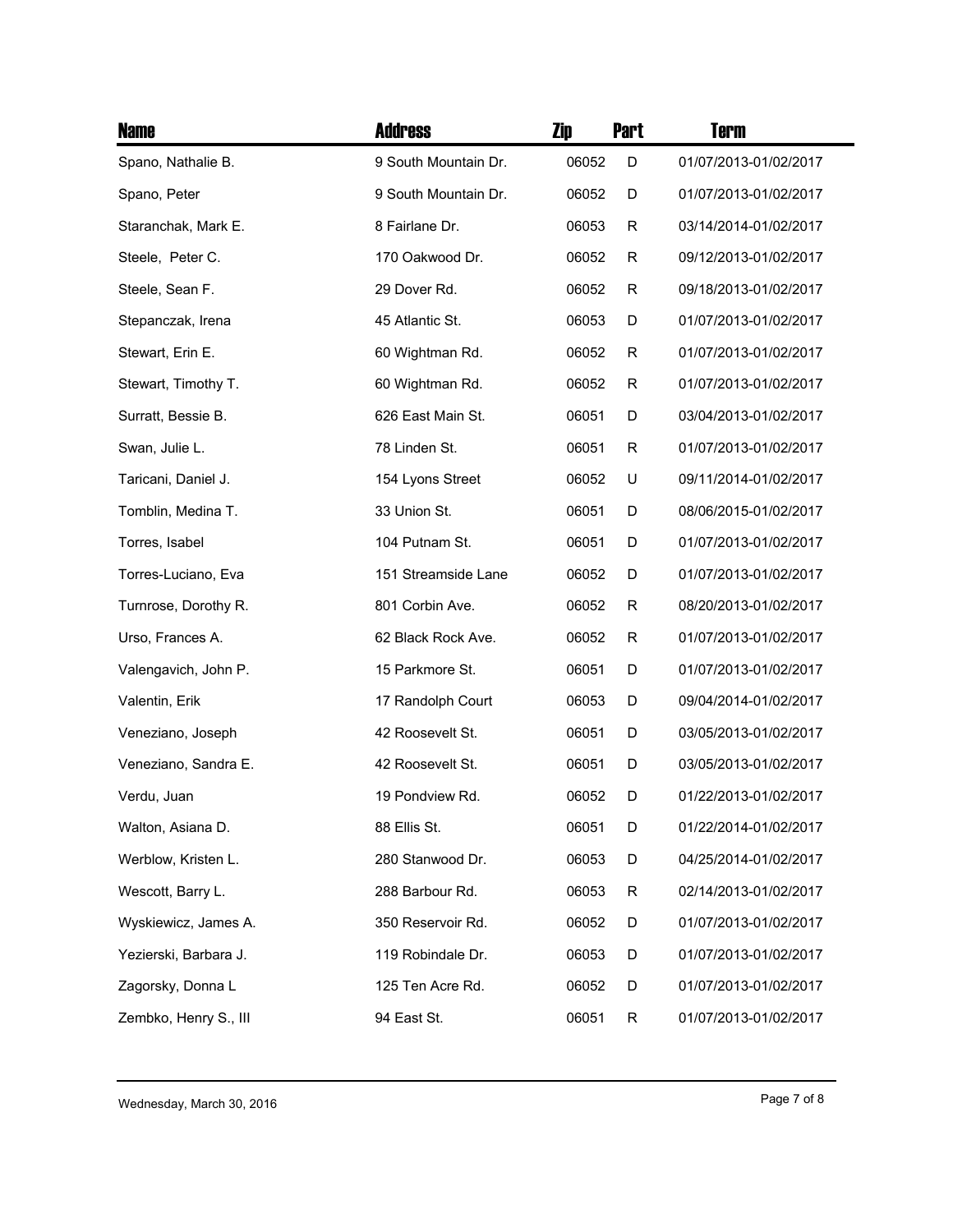| Name | Address | Zip | Part | Term |
|---|---|---|---|---|
| Spano, Nathalie B. | 9 South Mountain Dr. | 06052 | D | 01/07/2013-01/02/2017 |
| Spano, Peter | 9 South Mountain Dr. | 06052 | D | 01/07/2013-01/02/2017 |
| Staranchak, Mark E. | 8 Fairlane Dr. | 06053 | R | 03/14/2014-01/02/2017 |
| Steele, Peter C. | 170 Oakwood Dr. | 06052 | R | 09/12/2013-01/02/2017 |
| Steele, Sean F. | 29 Dover Rd. | 06052 | R | 09/18/2013-01/02/2017 |
| Stepanczak, Irena | 45 Atlantic St. | 06053 | D | 01/07/2013-01/02/2017 |
| Stewart, Erin E. | 60 Wightman Rd. | 06052 | R | 01/07/2013-01/02/2017 |
| Stewart, Timothy T. | 60 Wightman Rd. | 06052 | R | 01/07/2013-01/02/2017 |
| Surratt, Bessie B. | 626 East Main St. | 06051 | D | 03/04/2013-01/02/2017 |
| Swan, Julie L. | 78 Linden St. | 06051 | R | 01/07/2013-01/02/2017 |
| Taricani, Daniel J. | 154 Lyons Street | 06052 | U | 09/11/2014-01/02/2017 |
| Tomblin, Medina T. | 33 Union St. | 06051 | D | 08/06/2015-01/02/2017 |
| Torres, Isabel | 104 Putnam St. | 06051 | D | 01/07/2013-01/02/2017 |
| Torres-Luciano, Eva | 151 Streamside Lane | 06052 | D | 01/07/2013-01/02/2017 |
| Turnrose, Dorothy R. | 801 Corbin Ave. | 06052 | R | 08/20/2013-01/02/2017 |
| Urso, Frances A. | 62 Black Rock Ave. | 06052 | R | 01/07/2013-01/02/2017 |
| Valengavich, John P. | 15 Parkmore St. | 06051 | D | 01/07/2013-01/02/2017 |
| Valentin, Erik | 17 Randolph Court | 06053 | D | 09/04/2014-01/02/2017 |
| Veneziano, Joseph | 42 Roosevelt St. | 06051 | D | 03/05/2013-01/02/2017 |
| Veneziano, Sandra E. | 42 Roosevelt St. | 06051 | D | 03/05/2013-01/02/2017 |
| Verdu, Juan | 19 Pondview Rd. | 06052 | D | 01/22/2013-01/02/2017 |
| Walton, Asiana D. | 88 Ellis St. | 06051 | D | 01/22/2014-01/02/2017 |
| Werblow, Kristen L. | 280 Stanwood Dr. | 06053 | D | 04/25/2014-01/02/2017 |
| Wescott, Barry L. | 288 Barbour Rd. | 06053 | R | 02/14/2013-01/02/2017 |
| Wyskiewicz, James A. | 350 Reservoir Rd. | 06052 | D | 01/07/2013-01/02/2017 |
| Yezierski, Barbara J. | 119 Robindale Dr. | 06053 | D | 01/07/2013-01/02/2017 |
| Zagorsky, Donna L | 125 Ten Acre Rd. | 06052 | D | 01/07/2013-01/02/2017 |
| Zembko, Henry S., III | 94 East St. | 06051 | R | 01/07/2013-01/02/2017 |

Wednesday, March 30, 2016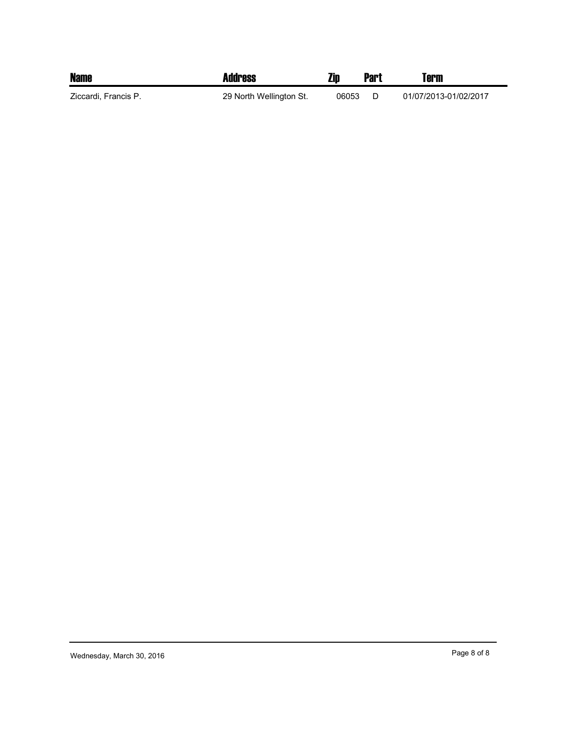| Name | Address | Zip | Part | Term |
|---|---|---|---|---|
| Ziccardi, Francis P. | 29 North Wellington St. | 06053 | D | 01/07/2013-01/02/2017 |